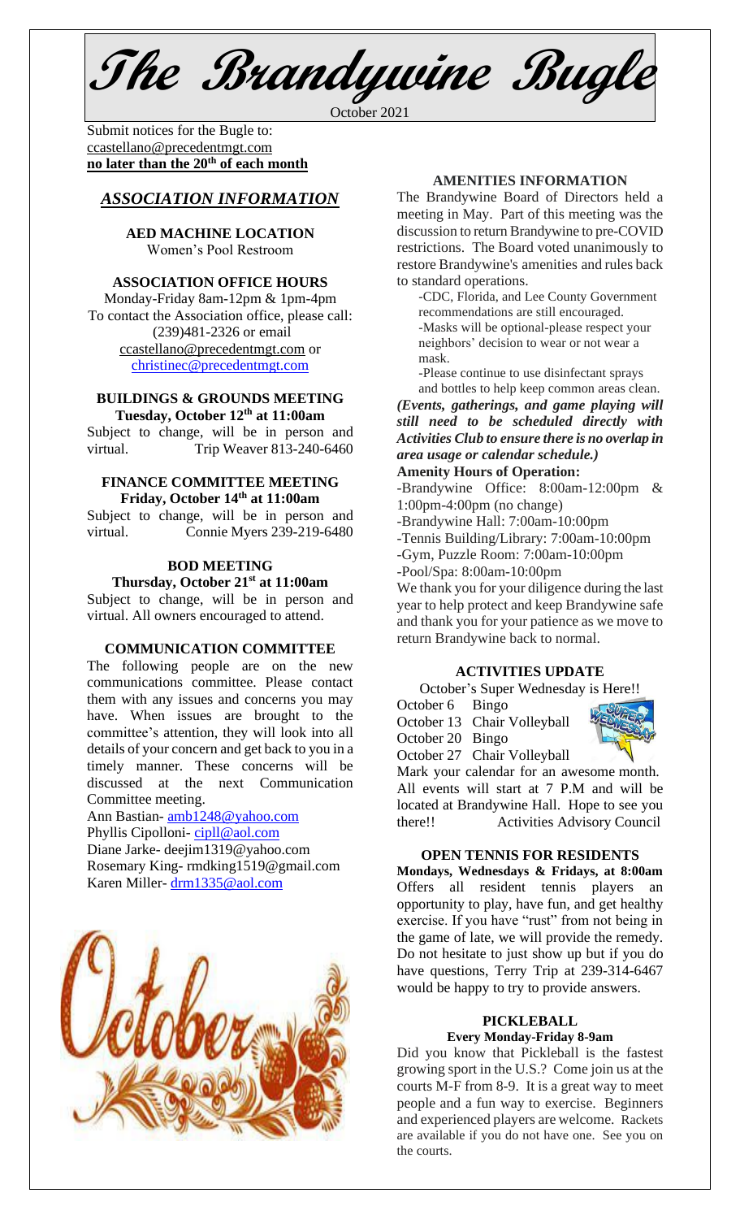# The Brandywine Bugle

October 2021

Submit notices for the Bugle to: ccastellano@precedentmgt.com
**no later than the 20th of each month**

## *ASSOCIATION INFORMATION*

### AED MACHINE LOCATION

Women's Pool Restroom

### ASSOCIATION OFFICE HOURS

Monday-Friday 8am-12pm & 1pm-4pm
To contact the Association office, please call: (239)481-2326 or email ccastellano@precedentmgt.com or christinec@precedentmgt.com

### BUILDINGS & GROUNDS MEETING

**Tuesday, October 12th at 11:00am**

Subject to change, will be in person and virtual. Trip Weaver 813-240-6460

### FINANCE COMMITTEE MEETING

**Friday, October 14th at 11:00am**

Subject to change, will be in person and virtual. Connie Myers 239-219-6480

### BOD MEETING

**Thursday, October 21st at 11:00am**

Subject to change, will be in person and virtual. All owners encouraged to attend.

### COMMUNICATION COMMITTEE

The following people are on the new communications committee. Please contact them with any issues and concerns you may have. When issues are brought to the committee's attention, they will look into all details of your concern and get back to you in a timely manner. These concerns will be discussed at the next Communication Committee meeting.

Ann Bastian- amb1248@yahoo.com
Phyllis Cipolloni- cipll@aol.com
Diane Jarke- deejim1319@yahoo.com
Rosemary King- rmdking1519@gmail.com
Karen Miller- drm1335@aol.com

### AMENITIES INFORMATION

The Brandywine Board of Directors held a meeting in May. Part of this meeting was the discussion to return Brandywine to pre-COVID restrictions. The Board voted unanimously to restore Brandywine's amenities and rules back to standard operations.

- -CDC, Florida, and Lee County Government recommendations are still encouraged.
- -Masks will be optional-please respect your neighbors' decision to wear or not wear a mask.
- -Please continue to use disinfectant sprays and bottles to help keep common areas clean.

***(Events, gatherings, and game playing will still need to be scheduled directly with Activities Club to ensure there is no overlap in area usage or calendar schedule.)***

**Amenity Hours of Operation:**

- -Brandywine Office: 8:00am-12:00pm & 1:00pm-4:00pm (no change)
- -Brandywine Hall: 7:00am-10:00pm
- -Tennis Building/Library: 7:00am-10:00pm
- -Gym, Puzzle Room: 7:00am-10:00pm
- -Pool/Spa: 8:00am-10:00pm

We thank you for your diligence during the last year to help protect and keep Brandywine safe and thank you for your patience as we move to return Brandywine back to normal.

### ACTIVITIES UPDATE

October's Super Wednesday is Here!!

October 6 Bingo
October 13 Chair Volleyball
October 20 Bingo
October 27 Chair Volleyball

Mark your calendar for an awesome month. All events will start at 7 P.M and will be located at Brandywine Hall. Hope to see you there!! Activities Advisory Council

### OPEN TENNIS FOR RESIDENTS

**Mondays, Wednesdays & Fridays, at 8:00am**

Offers all resident tennis players an opportunity to play, have fun, and get healthy exercise. If you have "rust" from not being in the game of late, we will provide the remedy. Do not hesitate to just show up but if you do have questions, Terry Trip at 239-314-6467 would be happy to try to provide answers.

### PICKLEBALL

**Every Monday-Friday 8-9am**

Did you know that Pickleball is the fastest growing sport in the U.S.? Come join us at the courts M-F from 8-9. It is a great way to meet people and a fun way to exercise. Beginners and experienced players are welcome. Rackets are available if you do not have one. See you on the courts.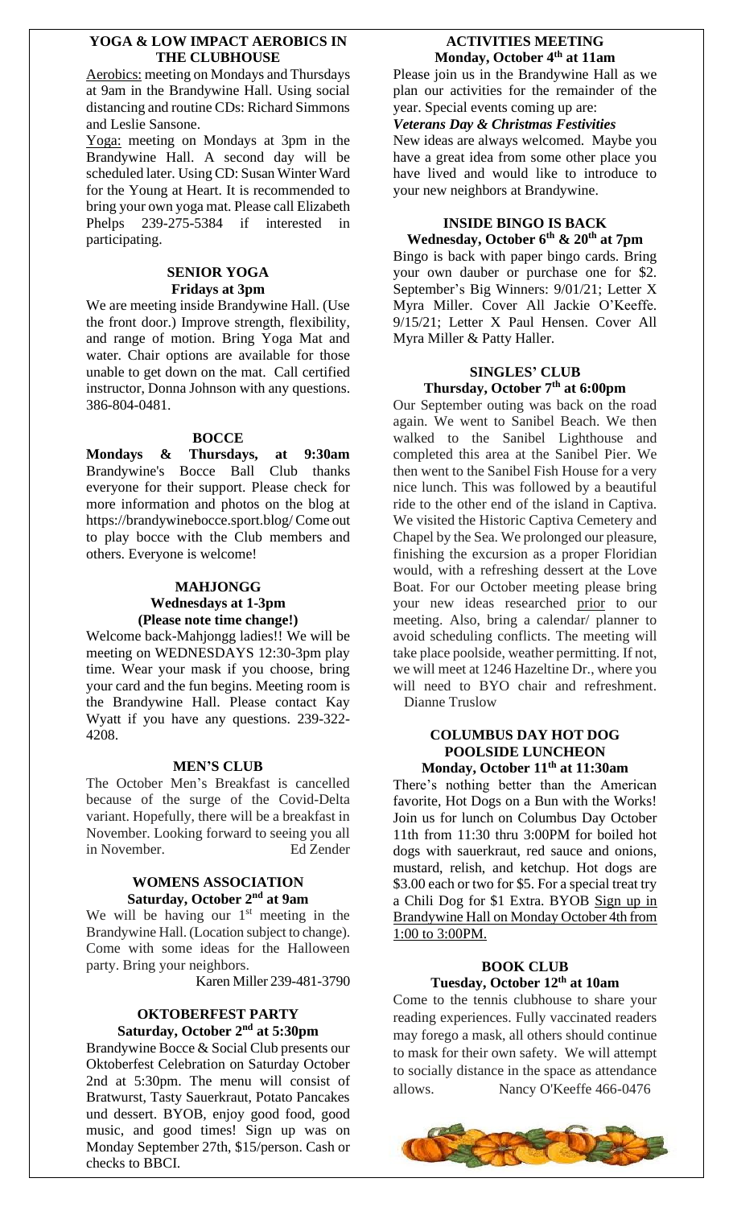## YOGA & LOW IMPACT AEROBICS IN THE CLUBHOUSE

Aerobics: meeting on Mondays and Thursdays at 9am in the Brandywine Hall. Using social distancing and routine CDs: Richard Simmons and Leslie Sansone.

Yoga: meeting on Mondays at 3pm in the Brandywine Hall. A second day will be scheduled later. Using CD: Susan Winter Ward for the Young at Heart. It is recommended to bring your own yoga mat. Please call Elizabeth Phelps 239-275-5384 if interested in participating.

## SENIOR YOGA
**Fridays at 3pm**

We are meeting inside Brandywine Hall. (Use the front door.) Improve strength, flexibility, and range of motion. Bring Yoga Mat and water. Chair options are available for those unable to get down on the mat. Call certified instructor, Donna Johnson with any questions. 386-804-0481.

## BOCCE

**Mondays & Thursdays, at 9:30am** Brandywine's Bocce Ball Club thanks everyone for their support. Please check for more information and photos on the blog at https://brandywinebocce.sport.blog/ Come out to play bocce with the Club members and others. Everyone is welcome!

## MAHJONGG
**Wednesdays at 1-3pm**
**(Please note time change!)**

Welcome back-Mahjongg ladies!! We will be meeting on WEDNESDAYS 12:30-3pm play time. Wear your mask if you choose, bring your card and the fun begins. Meeting room is the Brandywine Hall. Please contact Kay Wyatt if you have any questions. 239-322-4208.

## MEN'S CLUB

The October Men's Breakfast is cancelled because of the surge of the Covid-Delta variant. Hopefully, there will be a breakfast in November. Looking forward to seeing you all in November. Ed Zender

## WOMENS ASSOCIATION
**Saturday, October 2nd at 9am**

We will be having our 1st meeting in the Brandywine Hall. (Location subject to change). Come with some ideas for the Halloween party. Bring your neighbors.

Karen Miller 239-481-3790

## OKTOBERFEST PARTY
**Saturday, October 2nd at 5:30pm**

Brandywine Bocce & Social Club presents our Oktoberfest Celebration on Saturday October 2nd at 5:30pm. The menu will consist of Bratwurst, Tasty Sauerkraut, Potato Pancakes und dessert. BYOB, enjoy good food, good music, and good times! Sign up was on Monday September 27th, $15/person. Cash or checks to BBCI.

## ACTIVITIES MEETING
**Monday, October 4th at 11am**

Please join us in the Brandywine Hall as we plan our activities for the remainder of the year. Special events coming up are:

***Veterans Day & Christmas Festivities***

New ideas are always welcomed. Maybe you have a great idea from some other place you have lived and would like to introduce to your new neighbors at Brandywine.

## INSIDE BINGO IS BACK
**Wednesday, October 6th & 20th at 7pm**

Bingo is back with paper bingo cards. Bring your own dauber or purchase one for $2. September's Big Winners: 9/01/21; Letter X Myra Miller. Cover All Jackie O'Keeffe. 9/15/21; Letter X Paul Hensen. Cover All Myra Miller & Patty Haller.

## SINGLES' CLUB
**Thursday, October 7th at 6:00pm**

Our September outing was back on the road again. We went to Sanibel Beach. We then walked to the Sanibel Lighthouse and completed this area at the Sanibel Pier. We then went to the Sanibel Fish House for a very nice lunch. This was followed by a beautiful ride to the other end of the island in Captiva. We visited the Historic Captiva Cemetery and Chapel by the Sea. We prolonged our pleasure, finishing the excursion as a proper Floridian would, with a refreshing dessert at the Love Boat. For our October meeting please bring your new ideas researched prior to our meeting. Also, bring a calendar/ planner to avoid scheduling conflicts. The meeting will take place poolside, weather permitting. If not, we will meet at 1246 Hazeltine Dr., where you will need to BYO chair and refreshment. Dianne Truslow

## COLUMBUS DAY HOT DOG POOLSIDE LUNCHEON
**Monday, October 11th at 11:30am**

There's nothing better than the American favorite, Hot Dogs on a Bun with the Works! Join us for lunch on Columbus Day October 11th from 11:30 thru 3:00PM for boiled hot dogs with sauerkraut, red sauce and onions, mustard, relish, and ketchup. Hot dogs are $3.00 each or two for $5. For a special treat try a Chili Dog for $1 Extra. BYOB Sign up in Brandywine Hall on Monday October 4th from 1:00 to 3:00PM.

## BOOK CLUB
**Tuesday, October 12th at 10am**

Come to the tennis clubhouse to share your reading experiences. Fully vaccinated readers may forego a mask, all others should continue to mask for their own safety. We will attempt to socially distance in the space as attendance allows. Nancy O'Keeffe 466-0476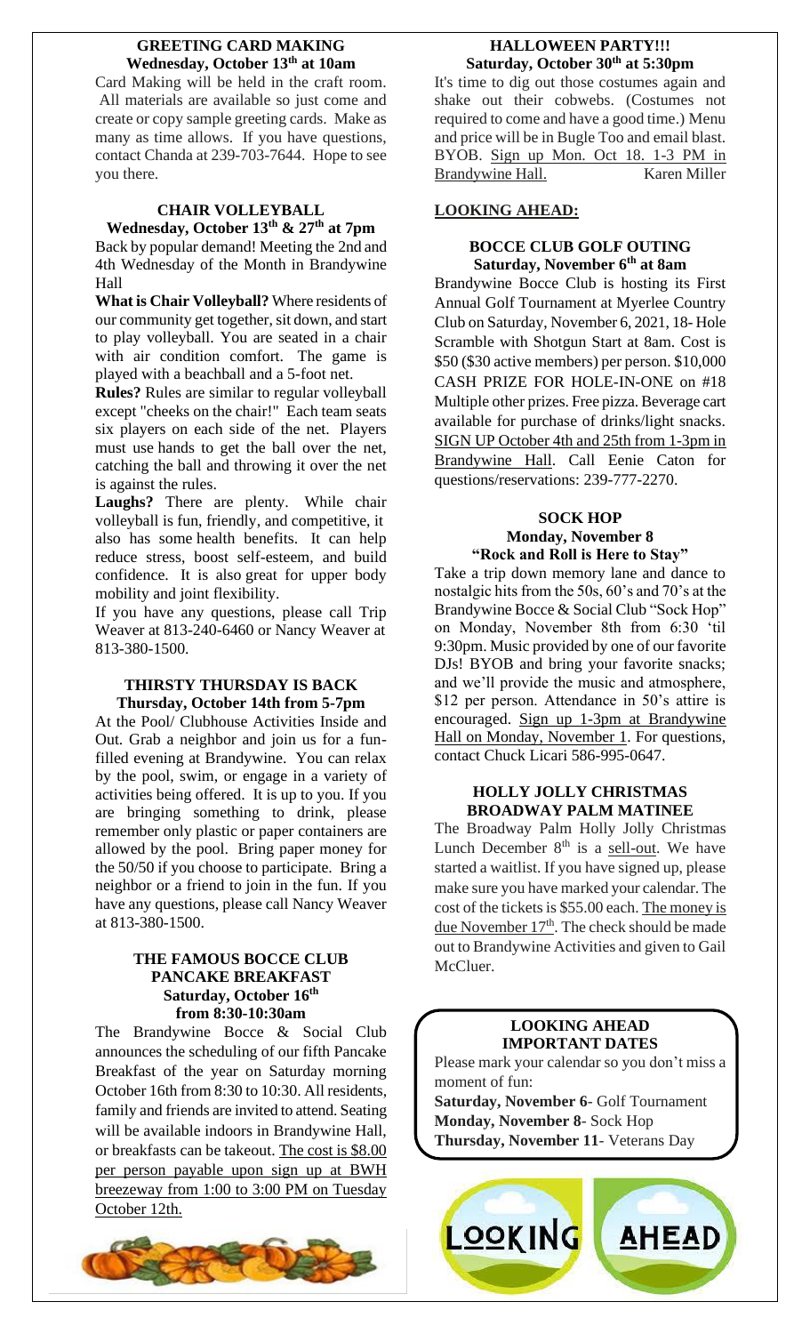## GREETING CARD MAKING
**Wednesday, October 13th at 10am**

Card Making will be held in the craft room. All materials are available so just come and create or copy sample greeting cards. Make as many as time allows. If you have questions, contact Chanda at 239-703-7644. Hope to see you there.

## CHAIR VOLLEYBALL
**Wednesday, October 13th & 27th at 7pm**

Back by popular demand! Meeting the 2nd and 4th Wednesday of the Month in Brandywine Hall

**What is Chair Volleyball?** Where residents of our community get together, sit down, and start to play volleyball. You are seated in a chair with air condition comfort. The game is played with a beachball and a 5-foot net.

**Rules?** Rules are similar to regular volleyball except "cheeks on the chair!" Each team seats six players on each side of the net. Players must use hands to get the ball over the net, catching the ball and throwing it over the net is against the rules.

**Laughs?** There are plenty. While chair volleyball is fun, friendly, and competitive, it also has some health benefits. It can help reduce stress, boost self-esteem, and build confidence. It is also great for upper body mobility and joint flexibility.

If you have any questions, please call Trip Weaver at 813-240-6460 or Nancy Weaver at 813-380-1500.

## THIRSTY THURSDAY IS BACK
**Thursday, October 14th from 5-7pm**

At the Pool/ Clubhouse Activities Inside and Out. Grab a neighbor and join us for a fun-filled evening at Brandywine. You can relax by the pool, swim, or engage in a variety of activities being offered. It is up to you. If you are bringing something to drink, please remember only plastic or paper containers are allowed by the pool. Bring paper money for the 50/50 if you choose to participate. Bring a neighbor or a friend to join in the fun. If you have any questions, please call Nancy Weaver at 813-380-1500.

## THE FAMOUS BOCCE CLUB PANCAKE BREAKFAST
**Saturday, October 16th from 8:30-10:30am**

The Brandywine Bocce & Social Club announces the scheduling of our fifth Pancake Breakfast of the year on Saturday morning October 16th from 8:30 to 10:30. All residents, family and friends are invited to attend. Seating will be available indoors in Brandywine Hall, or breakfasts can be takeout. The cost is $8.00 per person payable upon sign up at BWH breezeway from 1:00 to 3:00 PM on Tuesday October 12th.

## HALLOWEEN PARTY!!!
**Saturday, October 30th at 5:30pm**

It's time to dig out those costumes again and shake out their cobwebs. (Costumes not required to come and have a good time.) Menu and price will be in Bugle Too and email blast. BYOB. Sign up Mon. Oct 18. 1-3 PM in Brandywine Hall. Karen Miller

## LOOKING AHEAD:

### BOCCE CLUB GOLF OUTING
**Saturday, November 6th at 8am**

Brandywine Bocce Club is hosting its First Annual Golf Tournament at Myerlee Country Club on Saturday, November 6, 2021, 18- Hole Scramble with Shotgun Start at 8am. Cost is $50 ($30 active members) per person. $10,000 CASH PRIZE FOR HOLE-IN-ONE on #18 Multiple other prizes. Free pizza. Beverage cart available for purchase of drinks/light snacks. SIGN UP October 4th and 25th from 1-3pm in Brandywine Hall. Call Eenie Caton for questions/reservations: 239-777-2270.

### SOCK HOP
**Monday, November 8**
**"Rock and Roll is Here to Stay"**

Take a trip down memory lane and dance to nostalgic hits from the 50s, 60's and 70's at the Brandywine Bocce & Social Club "Sock Hop" on Monday, November 8th from 6:30 'til 9:30pm. Music provided by one of our favorite DJs! BYOB and bring your favorite snacks; and we'll provide the music and atmosphere, $12 per person. Attendance in 50's attire is encouraged. Sign up 1-3pm at Brandywine Hall on Monday, November 1. For questions, contact Chuck Licari 586-995-0647.

### HOLLY JOLLY CHRISTMAS BROADWAY PALM MATINEE

The Broadway Palm Holly Jolly Christmas Lunch December 8th is a sell-out. We have started a waitlist. If you have signed up, please make sure you have marked your calendar. The cost of the tickets is $55.00 each. The money is due November 17th. The check should be made out to Brandywine Activities and given to Gail McCluer.

### LOOKING AHEAD IMPORTANT DATES

Please mark your calendar so you don't miss a moment of fun:

**Saturday, November 6**- Golf Tournament
**Monday, November 8**- Sock Hop
**Thursday, November 11**- Veterans Day

LOOKING AHEAD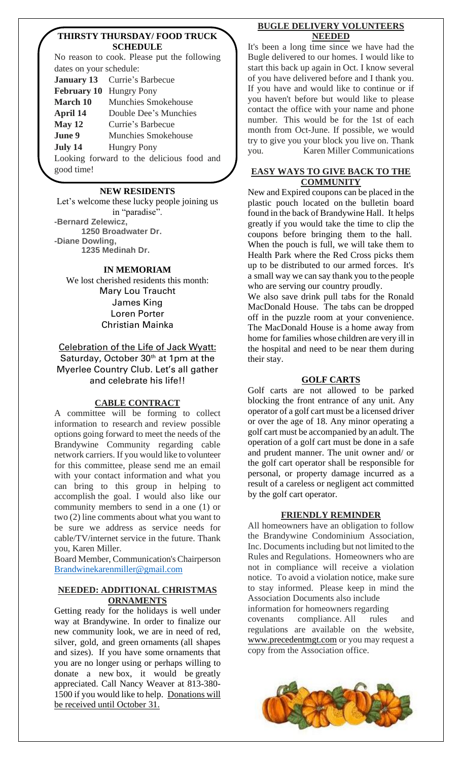## THIRSTY THURSDAY/ FOOD TRUCK SCHEDULE

No reason to cook. Please put the following dates on your schedule:

| | |
|---|---|
| **January 13** | Currie's Barbecue |
| **February 10** | Hungry Pony |
| **March 10** | Munchies Smokehouse |
| **April 14** | Double Dee's Munchies |
| **May 12** | Currie's Barbecue |
| **June 9** | Munchies Smokehouse |
| **July 14** | Hungry Pony |

Looking forward to the delicious food and good time!

## NEW RESIDENTS

Let's welcome these lucky people joining us in "paradise".

- **Bernard Zelewicz,**
  **1250 Broadwater Dr.**
- **Diane Dowling,**
  **1235 Medinah Dr.**

## IN MEMORIAM

We lost cherished residents this month:

Mary Lou Traucht
James King
Loren Porter
Christian Mainka

Celebration of the Life of Jack Wyatt: Saturday, October 30th at 1pm at the Myerlee Country Club. Let's all gather and celebrate his life!!

## CABLE CONTRACT

A committee will be forming to collect information to research and review possible options going forward to meet the needs of the Brandywine Community regarding cable network carriers. If you would like to volunteer for this committee, please send me an email with your contact information and what you can bring to this group in helping to accomplish the goal. I would also like our community members to send in a one (1) or two (2) line comments about what you want to be sure we address as service needs for cable/TV/internet service in the future. Thank you, Karen Miller.

Board Member, Communication's Chairperson
Brandwinekarenmiller@gmail.com

## NEEDED: ADDITIONAL CHRISTMAS ORNAMENTS

Getting ready for the holidays is well under way at Brandywine. In order to finalize our new community look, we are in need of red, silver, gold, and green ornaments (all shapes and sizes). If you have some ornaments that you are no longer using or perhaps willing to donate a new box, it would be greatly appreciated. Call Nancy Weaver at 813-380-1500 if you would like to help. Donations will be received until October 31.

## BUGLE DELIVERY VOLUNTEERS NEEDED

It's been a long time since we have had the Bugle delivered to our homes. I would like to start this back up again in Oct. I know several of you have delivered before and I thank you. If you have and would like to continue or if you haven't before but would like to please contact the office with your name and phone number. This would be for the 1st of each month from Oct-June. If possible, we would try to give you your block you live on. Thank you. Karen Miller Communications

## EASY WAYS TO GIVE BACK TO THE COMMUNITY

New and Expired coupons can be placed in the plastic pouch located on the bulletin board found in the back of Brandywine Hall. It helps greatly if you would take the time to clip the coupons before bringing them to the hall. When the pouch is full, we will take them to Health Park where the Red Cross picks them up to be distributed to our armed forces. It's a small way we can say thank you to the people who are serving our country proudly.

We also save drink pull tabs for the Ronald MacDonald House. The tabs can be dropped off in the puzzle room at your convenience. The MacDonald House is a home away from home for families whose children are very ill in the hospital and need to be near them during their stay.

## GOLF CARTS

Golf carts are not allowed to be parked blocking the front entrance of any unit. Any operator of a golf cart must be a licensed driver or over the age of 18. Any minor operating a golf cart must be accompanied by an adult. The operation of a golf cart must be done in a safe and prudent manner. The unit owner and/ or the golf cart operator shall be responsible for personal, or property damage incurred as a result of a careless or negligent act committed by the golf cart operator.

## FRIENDLY REMINDER

All homeowners have an obligation to follow the Brandywine Condominium Association, Inc. Documents including but not limited to the Rules and Regulations. Homeowners who are not in compliance will receive a violation notice. To avoid a violation notice, make sure to stay informed. Please keep in mind the Association Documents also include information for homeowners regarding covenants compliance. All rules and regulations are available on the website, www.precedentmgt.com or you may request a copy from the Association office.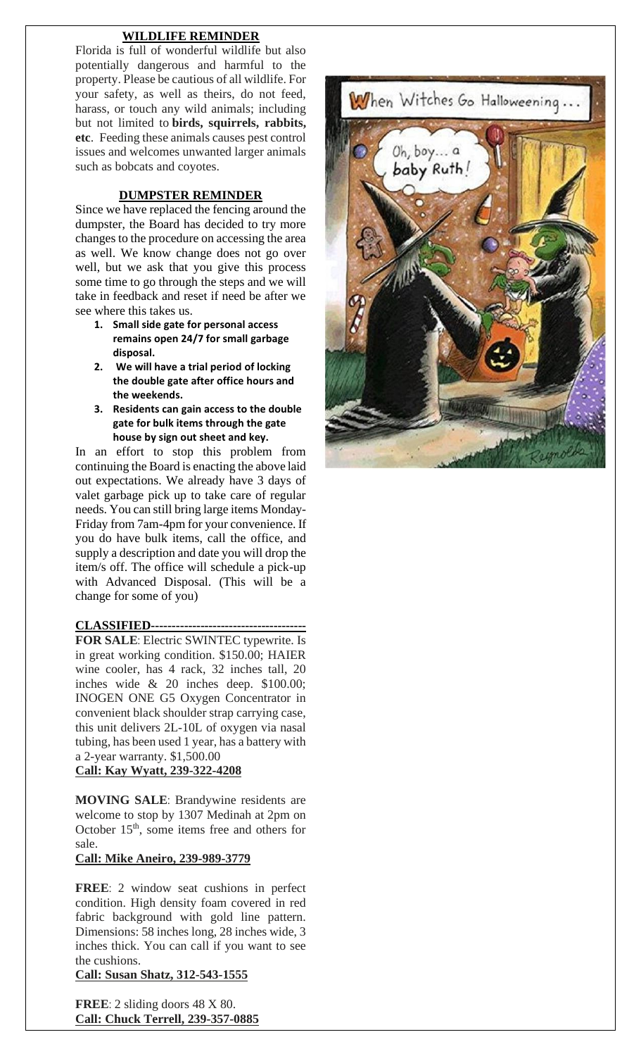## WILDLIFE REMINDER

Florida is full of wonderful wildlife but also potentially dangerous and harmful to the property. Please be cautious of all wildlife. For your safety, as well as theirs, do not feed, harass, or touch any wild animals; including but not limited to **birds, squirrels, rabbits, etc**. Feeding these animals causes pest control issues and welcomes unwanted larger animals such as bobcats and coyotes.

## DUMPSTER REMINDER

Since we have replaced the fencing around the dumpster, the Board has decided to try more changes to the procedure on accessing the area as well. We know change does not go over well, but we ask that you give this process some time to go through the steps and we will take in feedback and reset if need be after we see where this takes us.

1. **Small side gate for personal access remains open 24/7 for small garbage disposal.**
2. **We will have a trial period of locking the double gate after office hours and the weekends.**
3. **Residents can gain access to the double gate for bulk items through the gate house by sign out sheet and key.**

In an effort to stop this problem from continuing the Board is enacting the above laid out expectations. We already have 3 days of valet garbage pick up to take care of regular needs. You can still bring large items Monday-Friday from 7am-4pm for your convenience. If you do have bulk items, call the office, and supply a description and date you will drop the item/s off. The office will schedule a pick-up with Advanced Disposal. (This will be a change for some of you)

## CLASSIFIED--------------------------------------

**FOR SALE**: Electric SWINTEC typewrite. Is in great working condition. $150.00; HAIER wine cooler, has 4 rack, 32 inches tall, 20 inches wide & 20 inches deep. $100.00; INOGEN ONE G5 Oxygen Concentrator in convenient black shoulder strap carrying case, this unit delivers 2L-10L of oxygen via nasal tubing, has been used 1 year, has a battery with a 2-year warranty. $1,500.00

**Call: Kay Wyatt, 239-322-4208**

**MOVING SALE**: Brandywine residents are welcome to stop by 1307 Medinah at 2pm on October 15th, some items free and others for sale.

**Call: Mike Aneiro, 239-989-3779**

**FREE**: 2 window seat cushions in perfect condition. High density foam covered in red fabric background with gold line pattern. Dimensions: 58 inches long, 28 inches wide, 3 inches thick. You can call if you want to see the cushions.

**Call: Susan Shatz, 312-543-1555**

**FREE**: 2 sliding doors 48 X 80.

**Call: Chuck Terrell, 239-357-0885**